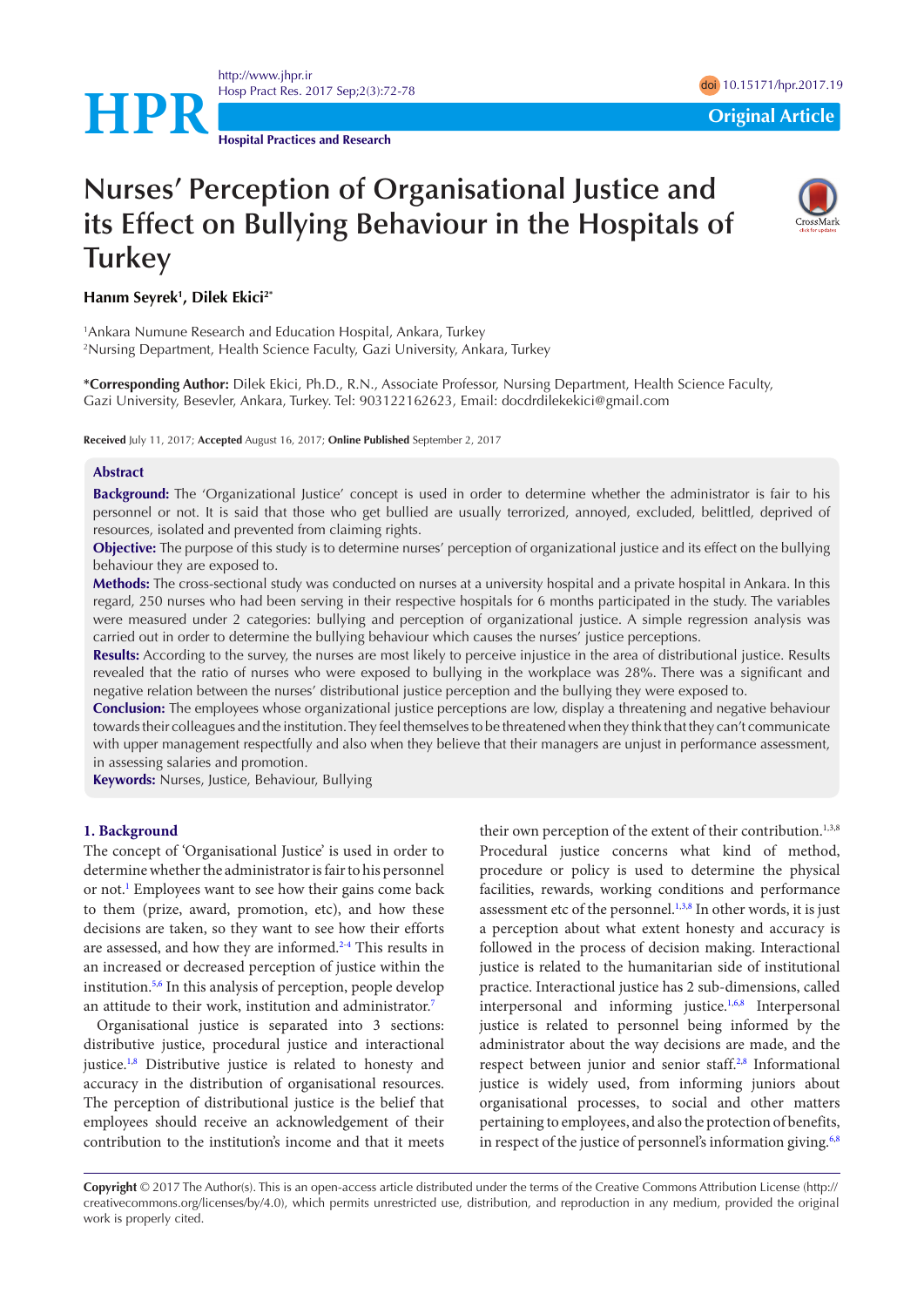Original Article

# Nurses' Perception of Organisational Justice and its Effect on Bullying Behaviour in the Hospitals of Turkey

**Hanım Seyrek[1], Dilek Ekici[2*]**

[1]Ankara Numune Research and Education Hospital, Ankara, Turkey
[2]Nursing Department, Health Science Faculty, Gazi University, Ankara, Turkey

***Corresponding Author:** Dilek Ekici, Ph.D., R.N., Associate Professor, Nursing Department, Health Science Faculty, Gazi University, Besevler, Ankara, Turkey. Tel: 903122162623, Email: docdrdilekekici@gmail.com

**Received** July 11, 2017; **Accepted** August 16, 2017; **Online Published** September 2, 2017

## Abstract

**Background:** The 'Organizational Justice' concept is used in order to determine whether the administrator is fair to his personnel or not. It is said that those who get bullied are usually terrorized, annoyed, excluded, belittled, deprived of resources, isolated and prevented from claiming rights.

**Objective:** The purpose of this study is to determine nurses' perception of organizational justice and its effect on the bullying behaviour they are exposed to.

**Methods:** The cross-sectional study was conducted on nurses at a university hospital and a private hospital in Ankara. In this regard, 250 nurses who had been serving in their respective hospitals for 6 months participated in the study. The variables were measured under 2 categories: bullying and perception of organizational justice. A simple regression analysis was carried out in order to determine the bullying behaviour which causes the nurses' justice perceptions.

**Results:** According to the survey, the nurses are most likely to perceive injustice in the area of distributional justice. Results revealed that the ratio of nurses who were exposed to bullying in the workplace was 28%. There was a significant and negative relation between the nurses' distributional justice perception and the bullying they were exposed to.

**Conclusion:** The employees whose organizational justice perceptions are low, display a threatening and negative behaviour towards their colleagues and the institution. They feel themselves to be threatened when they think that they can't communicate with upper management respectfully and also when they believe that their managers are unjust in performance assessment, in assessing salaries and promotion.

**Keywords:** Nurses, Justice, Behaviour, Bullying

## 1. Background

The concept of 'Organisational Justice' is used in order to determine whether the administrator is fair to his personnel or not.[1] Employees want to see how their gains come back to them (prize, award, promotion, etc), and how these decisions are taken, so they want to see how their efforts are assessed, and how they are informed.[2-4] This results in an increased or decreased perception of justice within the institution.[5,6] In this analysis of perception, people develop an attitude to their work, institution and administrator.[7]

Organisational justice is separated into 3 sections: distributive justice, procedural justice and interactional justice.[1,8] Distributive justice is related to honesty and accuracy in the distribution of organisational resources. The perception of distributional justice is the belief that employees should receive an acknowledgement of their contribution to the institution's income and that it meets their own perception of the extent of their contribution.[1,3,8] Procedural justice concerns what kind of method, procedure or policy is used to determine the physical facilities, rewards, working conditions and performance assessment etc of the personnel.[1,3,8] In other words, it is just a perception about what extent honesty and accuracy is followed in the process of decision making. Interactional justice is related to the humanitarian side of institutional practice. Interactional justice has 2 sub-dimensions, called interpersonal and informing justice.[1,6,8] Interpersonal justice is related to personnel being informed by the administrator about the way decisions are made, and the respect between junior and senior staff.[2,8] Informational justice is widely used, from informing juniors about organisational processes, to social and other matters pertaining to employees, and also the protection of benefits, in respect of the justice of personnel's information giving.[6,8]

**Copyright** © 2017 The Author(s). This is an open-access article distributed under the terms of the Creative Commons Attribution License (http://creativecommons.org/licenses/by/4.0), which permits unrestricted use, distribution, and reproduction in any medium, provided the original work is properly cited.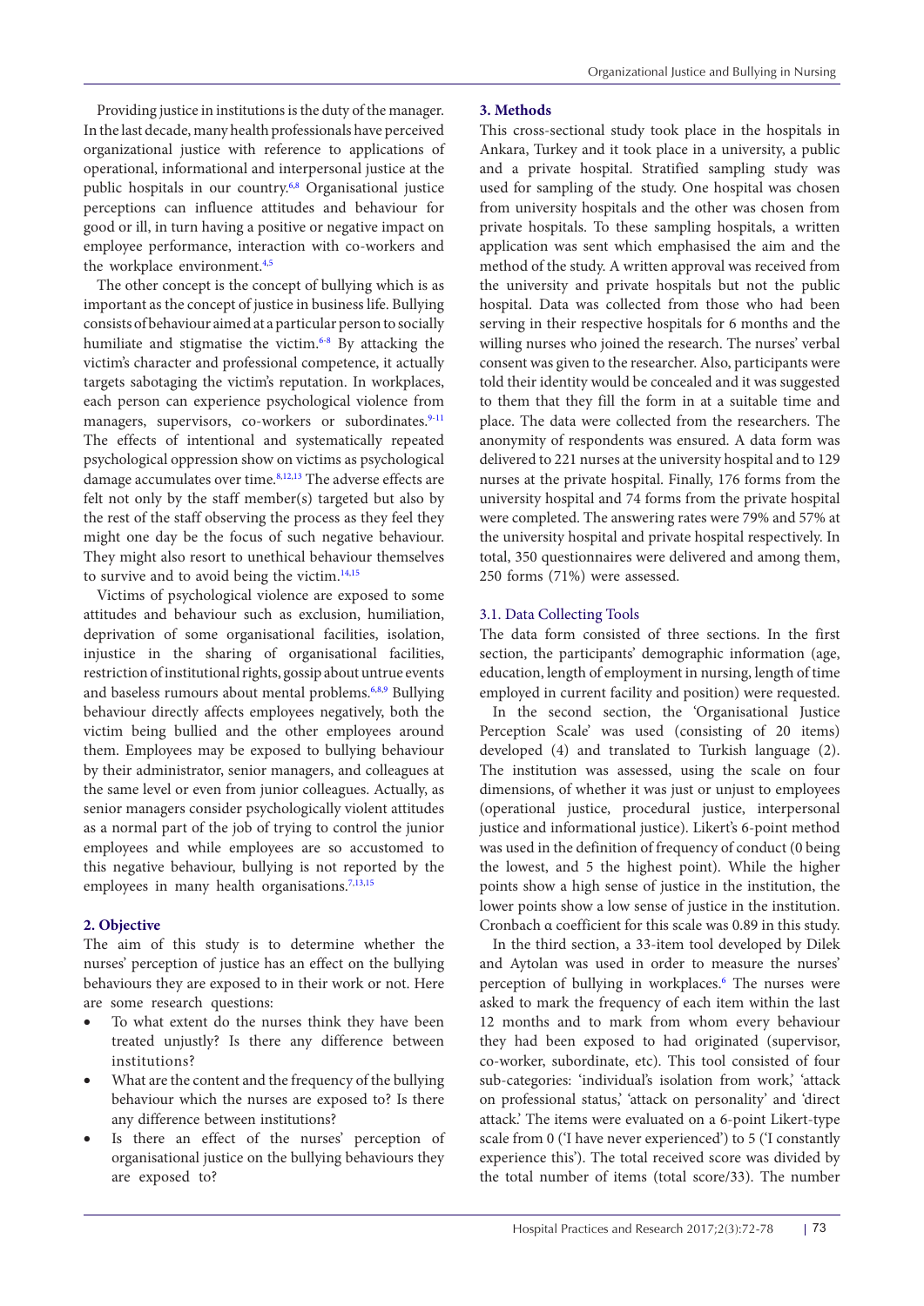Providing justice in institutions is the duty of the manager. In the last decade, many health professionals have perceived organizational justice with reference to applications of operational, informational and interpersonal justice at the public hospitals in our country.[6,8] Organisational justice perceptions can influence attitudes and behaviour for good or ill, in turn having a positive or negative impact on employee performance, interaction with co-workers and the workplace environment.[4,5]

The other concept is the concept of bullying which is as important as the concept of justice in business life. Bullying consists of behaviour aimed at a particular person to socially humiliate and stigmatise the victim.[6-8] By attacking the victim's character and professional competence, it actually targets sabotaging the victim's reputation. In workplaces, each person can experience psychological violence from managers, supervisors, co-workers or subordinates.[9-11] The effects of intentional and systematically repeated psychological oppression show on victims as psychological damage accumulates over time.[8,12,13] The adverse effects are felt not only by the staff member(s) targeted but also by the rest of the staff observing the process as they feel they might one day be the focus of such negative behaviour. They might also resort to unethical behaviour themselves to survive and to avoid being the victim.[14,15]

Victims of psychological violence are exposed to some attitudes and behaviour such as exclusion, humiliation, deprivation of some organisational facilities, isolation, injustice in the sharing of organisational facilities, restriction of institutional rights, gossip about untrue events and baseless rumours about mental problems.[6,8,9] Bullying behaviour directly affects employees negatively, both the victim being bullied and the other employees around them. Employees may be exposed to bullying behaviour by their administrator, senior managers, and colleagues at the same level or even from junior colleagues. Actually, as senior managers consider psychologically violent attitudes as a normal part of the job of trying to control the junior employees and while employees are so accustomed to this negative behaviour, bullying is not reported by the employees in many health organisations.[7,13,15]

## 2. Objective

The aim of this study is to determine whether the nurses' perception of justice has an effect on the bullying behaviours they are exposed to in their work or not. Here are some research questions:

- To what extent do the nurses think they have been treated unjustly? Is there any difference between institutions?
- What are the content and the frequency of the bullying behaviour which the nurses are exposed to? Is there any difference between institutions?
- Is there an effect of the nurses' perception of organisational justice on the bullying behaviours they are exposed to?

## 3. Methods

This cross-sectional study took place in the hospitals in Ankara, Turkey and it took place in a university, a public and a private hospital. Stratified sampling study was used for sampling of the study. One hospital was chosen from university hospitals and the other was chosen from private hospitals. To these sampling hospitals, a written application was sent which emphasised the aim and the method of the study. A written approval was received from the university and private hospitals but not the public hospital. Data was collected from those who had been serving in their respective hospitals for 6 months and the willing nurses who joined the research. The nurses' verbal consent was given to the researcher. Also, participants were told their identity would be concealed and it was suggested to them that they fill the form in at a suitable time and place. The data were collected from the researchers. The anonymity of respondents was ensured. A data form was delivered to 221 nurses at the university hospital and to 129 nurses at the private hospital. Finally, 176 forms from the university hospital and 74 forms from the private hospital were completed. The answering rates were 79% and 57% at the university hospital and private hospital respectively. In total, 350 questionnaires were delivered and among them, 250 forms (71%) were assessed.

### 3.1. Data Collecting Tools

The data form consisted of three sections. In the first section, the participants' demographic information (age, education, length of employment in nursing, length of time employed in current facility and position) were requested.

In the second section, the 'Organisational Justice Perception Scale' was used (consisting of 20 items) developed (4) and translated to Turkish language (2). The institution was assessed, using the scale on four dimensions, of whether it was just or unjust to employees (operational justice, procedural justice, interpersonal justice and informational justice). Likert's 6-point method was used in the definition of frequency of conduct (0 being the lowest, and 5 the highest point). While the higher points show a high sense of justice in the institution, the lower points show a low sense of justice in the institution. Cronbach α coefficient for this scale was 0.89 in this study.

In the third section, a 33-item tool developed by Dilek and Aytolan was used in order to measure the nurses' perception of bullying in workplaces.[6] The nurses were asked to mark the frequency of each item within the last 12 months and to mark from whom every behaviour they had been exposed to had originated (supervisor, co-worker, subordinate, etc). This tool consisted of four sub-categories: 'individual's isolation from work,' 'attack on professional status,' 'attack on personality' and 'direct attack.' The items were evaluated on a 6-point Likert-type scale from 0 ('I have never experienced') to 5 ('I constantly experience this'). The total received score was divided by the total number of items (total score/33). The number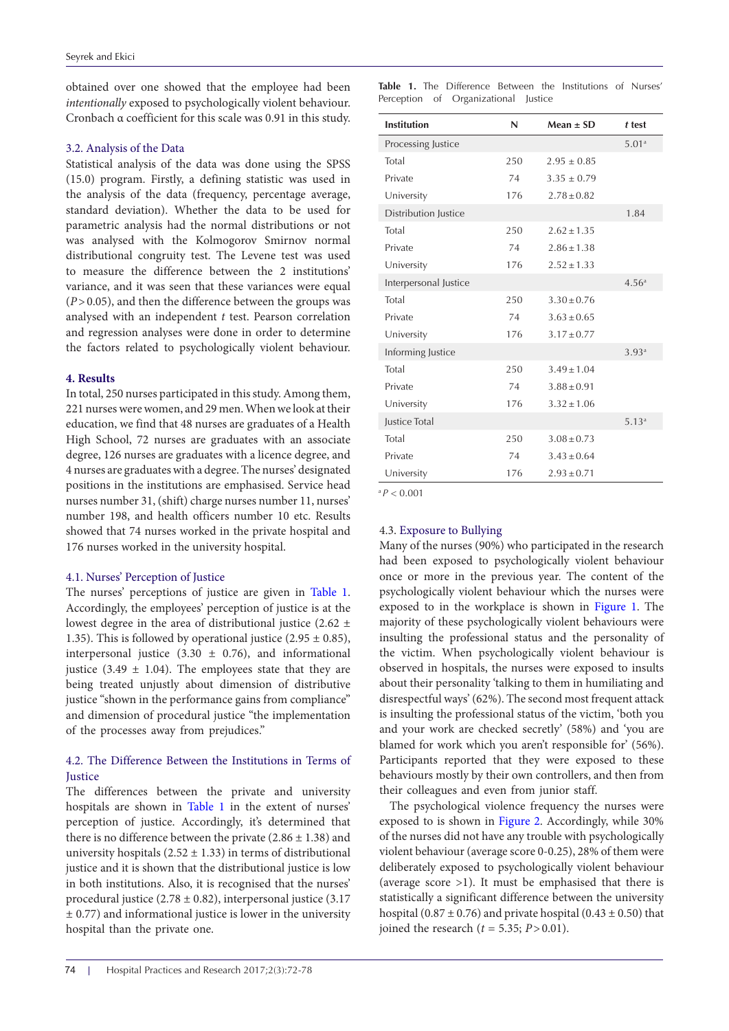obtained over one showed that the employee had been *intentionally* exposed to psychologically violent behaviour. Cronbach α coefficient for this scale was 0.91 in this study.

### 3.2. Analysis of the Data

Statistical analysis of the data was done using the SPSS (15.0) program. Firstly, a defining statistic was used in the analysis of the data (frequency, percentage average, standard deviation). Whether the data to be used for parametric analysis had the normal distributions or not was analysed with the Kolmogorov Smirnov normal distributional congruity test. The Levene test was used to measure the difference between the 2 institutions' variance, and it was seen that these variances were equal ($P > 0.05$), and then the difference between the groups was analysed with an independent $t$ test. Pearson correlation and regression analyses were done in order to determine the factors related to psychologically violent behaviour.

## 4. Results

In total, 250 nurses participated in this study. Among them, 221 nurses were women, and 29 men. When we look at their education, we find that 48 nurses are graduates of a Health High School, 72 nurses are graduates with an associate degree, 126 nurses are graduates with a licence degree, and 4 nurses are graduates with a degree. The nurses' designated positions in the institutions are emphasised. Service head nurses number 31, (shift) charge nurses number 11, nurses' number 198, and health officers number 10 etc. Results showed that 74 nurses worked in the private hospital and 176 nurses worked in the university hospital.

### 4.1. Nurses' Perception of Justice

The nurses' perceptions of justice are given in Table 1. Accordingly, the employees' perception of justice is at the lowest degree in the area of distributional justice (2.62 ± 1.35). This is followed by operational justice (2.95 ± 0.85), interpersonal justice (3.30 ± 0.76), and informational justice (3.49 ± 1.04). The employees state that they are being treated unjustly about dimension of distributive justice "shown in the performance gains from compliance" and dimension of procedural justice "the implementation of the processes away from prejudices."

### 4.2. The Difference Between the Institutions in Terms of Justice

The differences between the private and university hospitals are shown in Table 1 in the extent of nurses' perception of justice. Accordingly, it's determined that there is no difference between the private (2.86 ± 1.38) and university hospitals (2.52 ± 1.33) in terms of distributional justice and it is shown that the distributional justice is low in both institutions. Also, it is recognised that the nurses' procedural justice (2.78 ± 0.82), interpersonal justice (3.17 ± 0.77) and informational justice is lower in the university hospital than the private one.

**Table 1.** The Difference Between the Institutions of Nurses' Perception of Organizational Justice

| Institution | N | Mean ± SD | *t* test |
|---|---|---|---|
| Processing Justice | | | 5.01[a] |
| Total | 250 | 2.95 ± 0.85 | |
| Private | 74 | 3.35 ± 0.79 | |
| University | 176 | 2.78 ± 0.82 | |
| Distribution Justice | | | 1.84 |
| Total | 250 | 2.62 ± 1.35 | |
| Private | 74 | 2.86 ± 1.38 | |
| University | 176 | 2.52 ± 1.33 | |
| Interpersonal Justice | | | 4.56[a] |
| Total | 250 | 3.30 ± 0.76 | |
| Private | 74 | 3.63 ± 0.65 | |
| University | 176 | 3.17 ± 0.77 | |
| Informing Justice | | | 3.93[a] |
| Total | 250 | 3.49 ± 1.04 | |
| Private | 74 | 3.88 ± 0.91 | |
| University | 176 | 3.32 ± 1.06 | |
| Justice Total | | | 5.13[a] |
| Total | 250 | 3.08 ± 0.73 | |
| Private | 74 | 3.43 ± 0.64 | |
| University | 176 | 2.93 ± 0.71 | |

[a] $P < 0.001$

### 4.3. Exposure to Bullying

Many of the nurses (90%) who participated in the research had been exposed to psychologically violent behaviour once or more in the previous year. The content of the psychologically violent behaviour which the nurses were exposed to in the workplace is shown in Figure 1. The majority of these psychologically violent behaviours were insulting the professional status and the personality of the victim. When psychologically violent behaviour is observed in hospitals, the nurses were exposed to insults about their personality 'talking to them in humiliating and disrespectful ways' (62%). The second most frequent attack is insulting the professional status of the victim, 'both you and your work are checked secretly' (58%) and 'you are blamed for work which you aren't responsible for' (56%). Participants reported that they were exposed to these behaviours mostly by their own controllers, and then from their colleagues and even from junior staff.

The psychological violence frequency the nurses were exposed to is shown in Figure 2. Accordingly, while 30% of the nurses did not have any trouble with psychologically violent behaviour (average score 0-0.25), 28% of them were deliberately exposed to psychologically violent behaviour (average score >1). It must be emphasised that there is statistically a significant difference between the university hospital (0.87 ± 0.76) and private hospital (0.43 ± 0.50) that joined the research ($t$ = 5.35; $P > 0.01$).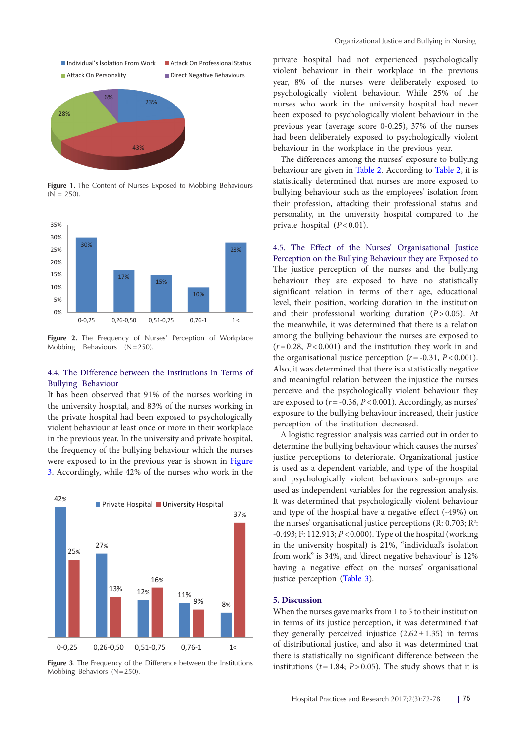Figure 1. The Content of Nurses Exposed to Mobbing Behaviours (N = 250).

Figure 2. The Frequency of Nurses' Perception of Workplace Mobbing Behaviours (N=250).

### 4.4. The Difference between the Institutions in Terms of Bullying Behaviour

It has been observed that 91% of the nurses working in the university hospital, and 83% of the nurses working in the private hospital had been exposed to psychologically violent behaviour at least once or more in their workplace in the previous year. In the university and private hospital, the frequency of the bullying behaviour which the nurses were exposed to in the previous year is shown in Figure 3. Accordingly, while 42% of the nurses who work in the private hospital had not experienced psychologically violent behaviour in their workplace in the previous year, 8% of the nurses were deliberately exposed to psychologically violent behaviour. While 25% of the nurses who work in the university hospital had never been exposed to psychologically violent behaviour in the previous year (average score 0-0.25), 37% of the nurses had been deliberately exposed to psychologically violent behaviour in the workplace in the previous year.

The differences among the nurses' exposure to bullying behaviour are given in Table 2. According to Table 2, it is statistically determined that nurses are more exposed to bullying behaviour such as the employees' isolation from their profession, attacking their professional status and personality, in the university hospital compared to the private hospital ($P<0.01$).

Figure 3. The Frequency of the Difference between the Institutions Mobbing Behaviors (N=250).

### 4.5. The Effect of the Nurses' Organisational Justice Perception on the Bullying Behaviour they are Exposed to

The justice perception of the nurses and the bullying behaviour they are exposed to have no statistically significant relation in terms of their age, educational level, their position, working duration in the institution and their professional working duration ($P>0.05$). At the meanwhile, it was determined that there is a relation among the bullying behaviour the nurses are exposed to ($r=0.28$, $P<0.001$) and the institution they work in and the organisational justice perception ($r=-0.31$, $P<0.001$). Also, it was determined that there is a statistically negative and meaningful relation between the injustice the nurses perceive and the psychologically violent behaviour they are exposed to ($r=-0.36$, $P<0.001$). Accordingly, as nurses' exposure to the bullying behaviour increased, their justice perception of the institution decreased.

A logistic regression analysis was carried out in order to determine the bullying behaviour which causes the nurses' justice perceptions to deteriorate. Organizational justice is used as a dependent variable, and type of the hospital and psychologically violent behaviours sub-groups are used as independent variables for the regression analysis. It was determined that psychologically violent behaviour and type of the hospital have a negative effect (-49%) on the nurses' organisational justice perceptions (R: 0.703; $R^2$: -0.493; F: 112.913; $P<0.000$). Type of the hospital (working in the university hospital) is 21%, "individual's isolation from work" is 34%, and 'direct negative behaviour' is 12% having a negative effect on the nurses' organisational justice perception (Table 3).

## 5. Discussion

When the nurses gave marks from 1 to 5 to their institution in terms of its justice perception, it was determined that they generally perceived injustice (2.62±1.35) in terms of distributional justice, and also it was determined that there is statistically no significant difference between the institutions ($t=1.84$; $P>0.05$). The study shows that it is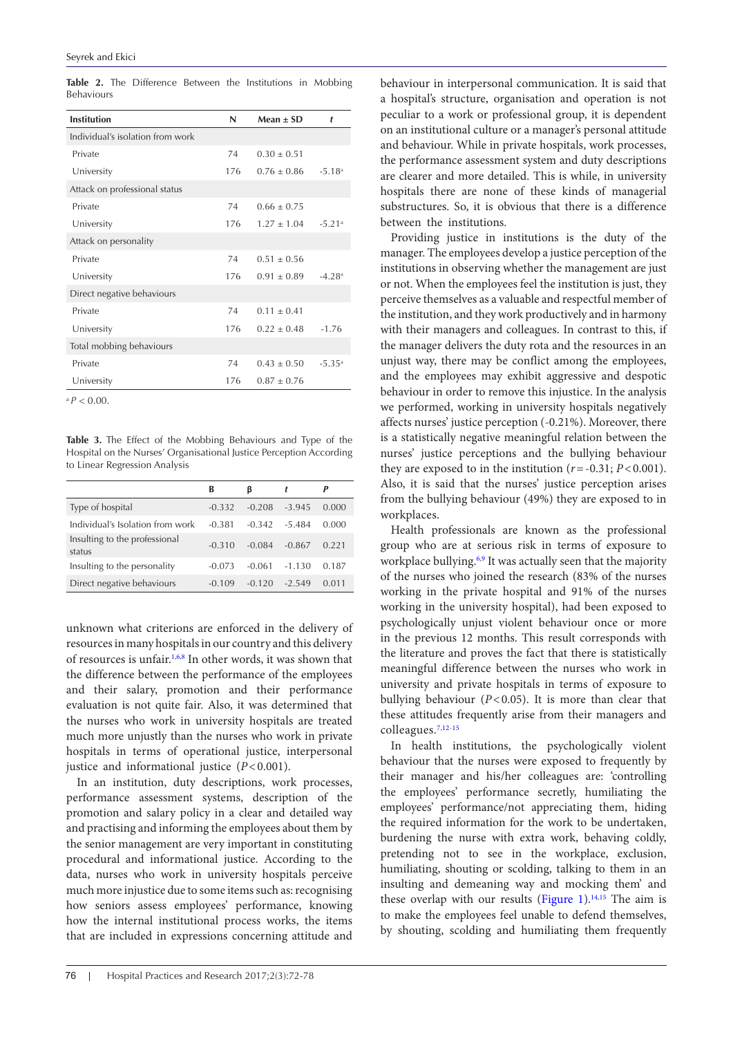**Table 2.** The Difference Between the Institutions in Mobbing Behaviours

| Institution | N | Mean ± SD | t |
|---|---|---|---|
| Individual's isolation from work | | | |
| Private | 74 | 0.30 ± 0.51 | |
| University | 176 | 0.76 ± 0.86 | -5.18[a] |
| Attack on professional status | | | |
| Private | 74 | 0.66 ± 0.75 | |
| University | 176 | 1.27 ± 1.04 | -5.21[a] |
| Attack on personality | | | |
| Private | 74 | 0.51 ± 0.56 | |
| University | 176 | 0.91 ± 0.89 | -4.28[a] |
| Direct negative behaviours | | | |
| Private | 74 | 0.11 ± 0.41 | |
| University | 176 | 0.22 ± 0.48 | -1.76 |
| Total mobbing behaviours | | | |
| Private | 74 | 0.43 ± 0.50 | -5.35[a] |
| University | 176 | 0.87 ± 0.76 | |

[a] $P < 0.00$.

**Table 3.** The Effect of the Mobbing Behaviours and Type of the Hospital on the Nurses' Organisational Justice Perception According to Linear Regression Analysis

| | B | β | t | P |
|---|---|---|---|---|
| Type of hospital | -0.332 | -0.208 | -3.945 | 0.000 |
| Individual's Isolation from work | -0.381 | -0.342 | -5.484 | 0.000 |
| Insulting to the professional status | -0.310 | -0.084 | -0.867 | 0.221 |
| Insulting to the personality | -0.073 | -0.061 | -1.130 | 0.187 |
| Direct negative behaviours | -0.109 | -0.120 | -2.549 | 0.011 |

unknown what criterions are enforced in the delivery of resources in many hospitals in our country and this delivery of resources is unfair.[1,6,8] In other words, it was shown that the difference between the performance of the employees and their salary, promotion and their performance evaluation is not quite fair. Also, it was determined that the nurses who work in university hospitals are treated much more unjustly than the nurses who work in private hospitals in terms of operational justice, interpersonal justice and informational justice ($P<0.001$).

In an institution, duty descriptions, work processes, performance assessment systems, description of the promotion and salary policy in a clear and detailed way and practising and informing the employees about them by the senior management are very important in constituting procedural and informational justice. According to the data, nurses who work in university hospitals perceive much more injustice due to some items such as: recognising how seniors assess employees' performance, knowing how the internal institutional process works, the items that are included in expressions concerning attitude and behaviour in interpersonal communication. It is said that a hospital's structure, organisation and operation is not peculiar to a work or professional group, it is dependent on an institutional culture or a manager's personal attitude and behaviour. While in private hospitals, work processes, the performance assessment system and duty descriptions are clearer and more detailed. This is while, in university hospitals there are none of these kinds of managerial substructures. So, it is obvious that there is a difference between the institutions.

Providing justice in institutions is the duty of the manager. The employees develop a justice perception of the institutions in observing whether the management are just or not. When the employees feel the institution is just, they perceive themselves as a valuable and respectful member of the institution, and they work productively and in harmony with their managers and colleagues. In contrast to this, if the manager delivers the duty rota and the resources in an unjust way, there may be conflict among the employees, and the employees may exhibit aggressive and despotic behaviour in order to remove this injustice. In the analysis we performed, working in university hospitals negatively affects nurses' justice perception (-0.21%). Moreover, there is a statistically negative meaningful relation between the nurses' justice perceptions and the bullying behaviour they are exposed to in the institution ($r=-0.31$; $P<0.001$). Also, it is said that the nurses' justice perception arises from the bullying behaviour (49%) they are exposed to in workplaces.

Health professionals are known as the professional group who are at serious risk in terms of exposure to workplace bullying.[6,9] It was actually seen that the majority of the nurses who joined the research (83% of the nurses working in the private hospital and 91% of the nurses working in the university hospital), had been exposed to psychologically unjust violent behaviour once or more in the previous 12 months. This result corresponds with the literature and proves the fact that there is statistically meaningful difference between the nurses who work in university and private hospitals in terms of exposure to bullying behaviour ($P<0.05$). It is more than clear that these attitudes frequently arise from their managers and colleagues.[7,12-15]

In health institutions, the psychologically violent behaviour that the nurses were exposed to frequently by their manager and his/her colleagues are: 'controlling the employees' performance secretly, humiliating the employees' performance/not appreciating them, hiding the required information for the work to be undertaken, burdening the nurse with extra work, behaving coldly, pretending not to see in the workplace, exclusion, humiliating, shouting or scolding, talking to them in an insulting and demeaning way and mocking them' and these overlap with our results (Figure 1).[14,15] The aim is to make the employees feel unable to defend themselves, by shouting, scolding and humiliating them frequently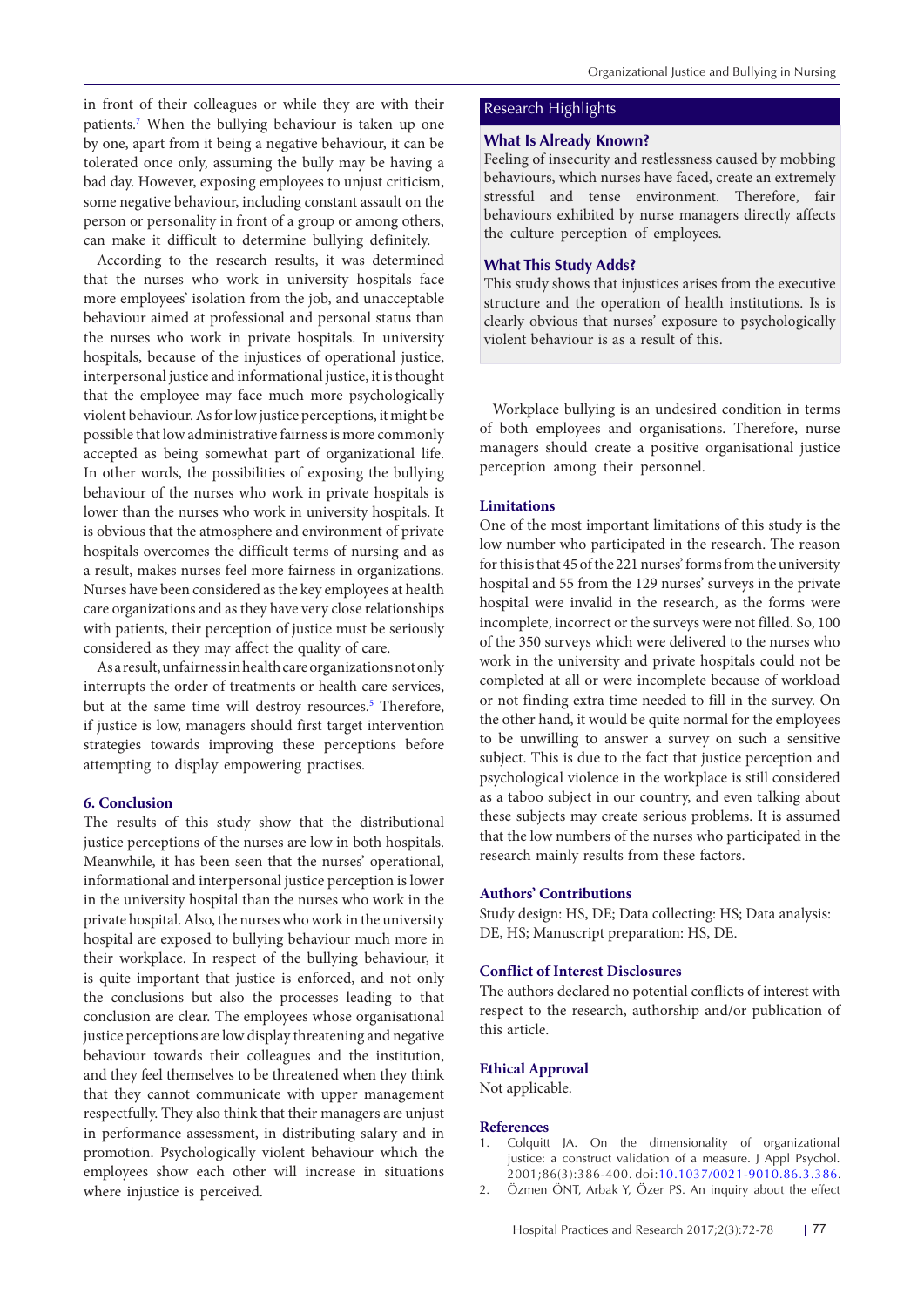in front of their colleagues or while they are with their patients.[7] When the bullying behaviour is taken up one by one, apart from it being a negative behaviour, it can be tolerated once only, assuming the bully may be having a bad day. However, exposing employees to unjust criticism, some negative behaviour, including constant assault on the person or personality in front of a group or among others, can make it difficult to determine bullying definitely.

According to the research results, it was determined that the nurses who work in university hospitals face more employees' isolation from the job, and unacceptable behaviour aimed at professional and personal status than the nurses who work in private hospitals. In university hospitals, because of the injustices of operational justice, interpersonal justice and informational justice, it is thought that the employee may face much more psychologically violent behaviour. As for low justice perceptions, it might be possible that low administrative fairness is more commonly accepted as being somewhat part of organizational life. In other words, the possibilities of exposing the bullying behaviour of the nurses who work in private hospitals is lower than the nurses who work in university hospitals. It is obvious that the atmosphere and environment of private hospitals overcomes the difficult terms of nursing and as a result, makes nurses feel more fairness in organizations. Nurses have been considered as the key employees at health care organizations and as they have very close relationships with patients, their perception of justice must be seriously considered as they may affect the quality of care.

As a result, unfairness in health care organizations not only interrupts the order of treatments or health care services, but at the same time will destroy resources.[5] Therefore, if justice is low, managers should first target intervention strategies towards improving these perceptions before attempting to display empowering practises.

## 6. Conclusion

The results of this study show that the distributional justice perceptions of the nurses are low in both hospitals. Meanwhile, it has been seen that the nurses' operational, informational and interpersonal justice perception is lower in the university hospital than the nurses who work in the private hospital. Also, the nurses who work in the university hospital are exposed to bullying behaviour much more in their workplace. In respect of the bullying behaviour, it is quite important that justice is enforced, and not only the conclusions but also the processes leading to that conclusion are clear. The employees whose organisational justice perceptions are low display threatening and negative behaviour towards their colleagues and the institution, and they feel themselves to be threatened when they think that they cannot communicate with upper management respectfully. They also think that their managers are unjust in performance assessment, in distributing salary and in promotion. Psychologically violent behaviour which the employees show each other will increase in situations where injustice is perceived.

> **Research Highlights**
>
> **What Is Already Known?**
>
> Feeling of insecurity and restlessness caused by mobbing behaviours, which nurses have faced, create an extremely stressful and tense environment. Therefore, fair behaviours exhibited by nurse managers directly affects the culture perception of employees.
>
> **What This Study Adds?**
>
> This study shows that injustices arises from the executive structure and the operation of health institutions. Is is clearly obvious that nurses' exposure to psychologically violent behaviour is as a result of this.

Workplace bullying is an undesired condition in terms of both employees and organisations. Therefore, nurse managers should create a positive organisational justice perception among their personnel.

## Limitations

One of the most important limitations of this study is the low number who participated in the research. The reason for this is that 45 of the 221 nurses' forms from the university hospital and 55 from the 129 nurses' surveys in the private hospital were invalid in the research, as the forms were incomplete, incorrect or the surveys were not filled. So, 100 of the 350 surveys which were delivered to the nurses who work in the university and private hospitals could not be completed at all or were incomplete because of workload or not finding extra time needed to fill in the survey. On the other hand, it would be quite normal for the employees to be unwilling to answer a survey on such a sensitive subject. This is due to the fact that justice perception and psychological violence in the workplace is still considered as a taboo subject in our country, and even talking about these subjects may create serious problems. It is assumed that the low numbers of the nurses who participated in the research mainly results from these factors.

## Authors' Contributions

Study design: HS, DE; Data collecting: HS; Data analysis: DE, HS; Manuscript preparation: HS, DE.

## Conflict of Interest Disclosures

The authors declared no potential conflicts of interest with respect to the research, authorship and/or publication of this article.

## Ethical Approval

Not applicable.

## References

1. Colquitt JA. On the dimensionality of organizational justice: a construct validation of a measure. J Appl Psychol. 2001;86(3):386-400. doi:10.1037/0021-9010.86.3.386.
2. Özmen ÖNT, Arbak Y, Özer PS. An inquiry about the effect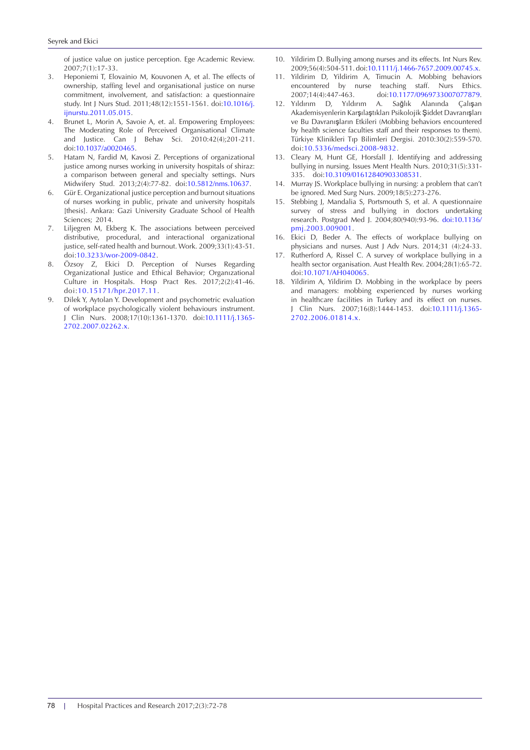of justice value on justice perception. Ege Academic Review. 2007;7(1):17-33.

3. Heponiemi T, Elovainio M, Kouvonen A, et al. The effects of ownership, staffing level and organisational justice on nurse commitment, involvement, and satisfaction: a questionnaire study. Int J Nurs Stud. 2011;48(12):1551-1561. doi:10.1016/j.ijnurstu.2011.05.015.
4. Brunet L, Morin A, Savoie A, et. al. Empowering Employees: The Moderating Role of Perceived Organisational Climate and Justice. Can J Behav Sci. 2010:42(4);201-211. doi:10.1037/a0020465.
5. Hatam N, Fardid M, Kavosi Z. Perceptions of organizational justice among nurses working in university hospitals of shiraz: a comparison between general and specialty settings. Nurs Midwifery Stud. 2013;2(4):77-82. doi:10.5812/nms.10637.
6. Gür E. Organizational justice perception and burnout situations of nurses working in public, private and university hospitals [thesis]. Ankara: Gazi University Graduate School of Health Sciences; 2014.
7. Liljegren M, Ekberg K. The associations between perceived distributive, procedural, and interactional organizational justice, self-rated health and burnout. Work. 2009;33(1):43-51. doi:10.3233/wor-2009-0842.
8. Özsoy Z, Ekici D. Perception of Nurses Regarding Organizational Justice and Ethical Behavior; Organızational Culture in Hospitals. Hosp Pract Res. 2017;2(2):41-46. doi:10.15171/hpr.2017.11.
9. Dilek Y, Aytolan Y. Development and psychometric evaluation of workplace psychologically violent behaviours instrument. J Clin Nurs. 2008;17(10):1361-1370. doi:10.1111/j.1365-2702.2007.02262.x.
10. Yildirim D. Bullying among nurses and its effects. Int Nurs Rev. 2009;56(4):504-511. doi:10.1111/j.1466-7657.2009.00745.x.
11. Yildirim D, Yildirim A, Timucin A. Mobbing behaviors encountered by nurse teaching staff. Nurs Ethics. 2007;14(4):447-463. doi:10.1177/0969733007077879.
12. Yıldırım D, Yıldırım A. Sağlık Alanında Çalışan Akademisyenlerin Karşılaştıkları Psikolojik Şiddet Davranışları ve Bu Davranışların Etkileri (Mobbing behaviors encountered by health science faculties staff and their responses to them). Türkiye Klinikleri Tıp Bilimleri Dergisi. 2010:30(2):559-570. doi:10.5336/medsci.2008-9832.
13. Cleary M, Hunt GE, Horsfall J. Identifying and addressing bullying in nursing. Issues Ment Health Nurs. 2010;31(5):331-335. doi:10.3109/01612840903308531.
14. Murray JS. Workplace bullying in nursing: a problem that can't be ignored. Med Surg Nurs. 2009;18(5):273-276.
15. Stebbing J, Mandalia S, Portsmouth S, et al. A questionnaire survey of stress and bullying in doctors undertaking research. Postgrad Med J. 2004;80(940):93-96. doi:10.1136/pmj.2003.009001.
16. Ekici D, Beder A. The effects of workplace bullying on physicians and nurses. Aust J Adv Nurs. 2014;31 (4):24-33.
17. Rutherford A, Rissel C. A survey of workplace bullying in a health sector organisation. Aust Health Rev. 2004;28(1):65-72. doi:10.1071/AH040065.
18. Yildirim A, Yildirim D. Mobbing in the workplace by peers and managers: mobbing experienced by nurses working in healthcare facilities in Turkey and its effect on nurses. J Clin Nurs. 2007;16(8):1444-1453. doi:10.1111/j.1365-2702.2006.01814.x.